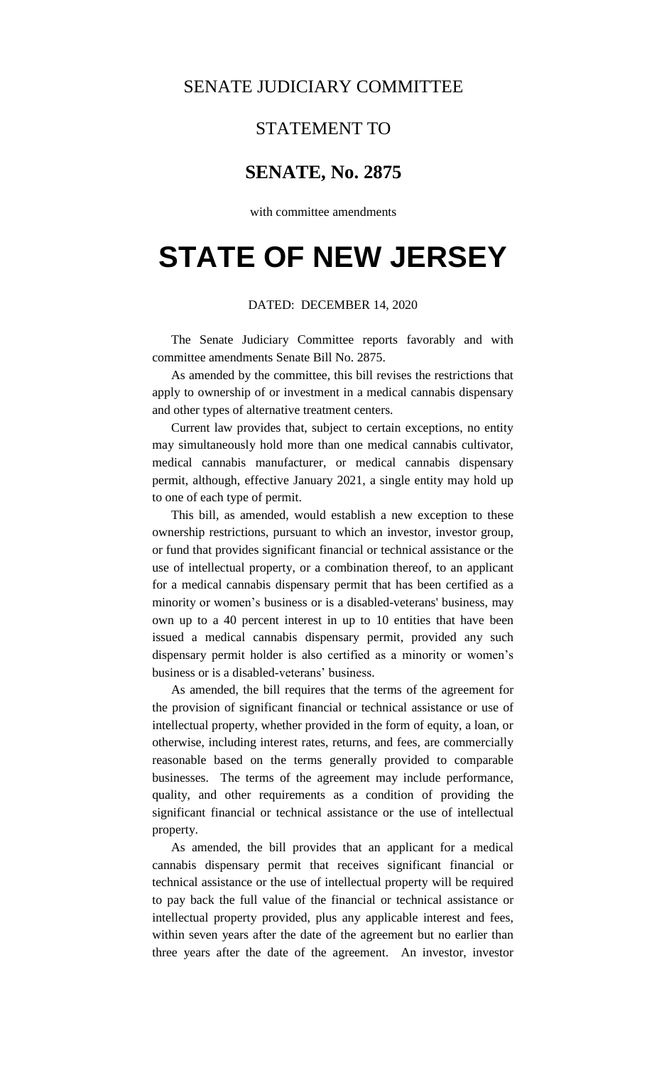SENATE JUDICIARY COMMITTEE

STATEMENT TO

## SENATE, No. 2875

with committee amendments

# STATE OF NEW JERSEY

DATED: DECEMBER 14, 2020

The Senate Judiciary Committee reports favorably and with committee amendments Senate Bill No. 2875.

As amended by the committee, this bill revises the restrictions that apply to ownership of or investment in a medical cannabis dispensary and other types of alternative treatment centers.

Current law provides that, subject to certain exceptions, no entity may simultaneously hold more than one medical cannabis cultivator, medical cannabis manufacturer, or medical cannabis dispensary permit, although, effective January 2021, a single entity may hold up to one of each type of permit.

This bill, as amended, would establish a new exception to these ownership restrictions, pursuant to which an investor, investor group, or fund that provides significant financial or technical assistance or the use of intellectual property, or a combination thereof, to an applicant for a medical cannabis dispensary permit that has been certified as a minority or women's business or is a disabled-veterans' business, may own up to a 40 percent interest in up to 10 entities that have been issued a medical cannabis dispensary permit, provided any such dispensary permit holder is also certified as a minority or women's business or is a disabled-veterans' business.

As amended, the bill requires that the terms of the agreement for the provision of significant financial or technical assistance or use of intellectual property, whether provided in the form of equity, a loan, or otherwise, including interest rates, returns, and fees, are commercially reasonable based on the terms generally provided to comparable businesses. The terms of the agreement may include performance, quality, and other requirements as a condition of providing the significant financial or technical assistance or the use of intellectual property.

As amended, the bill provides that an applicant for a medical cannabis dispensary permit that receives significant financial or technical assistance or the use of intellectual property will be required to pay back the full value of the financial or technical assistance or intellectual property provided, plus any applicable interest and fees, within seven years after the date of the agreement but no earlier than three years after the date of the agreement. An investor, investor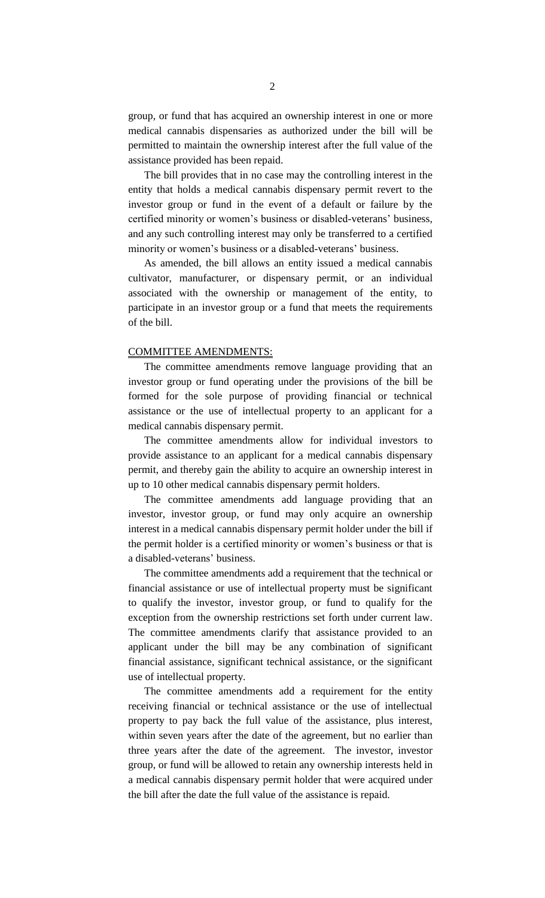group, or fund that has acquired an ownership interest in one or more medical cannabis dispensaries as authorized under the bill will be permitted to maintain the ownership interest after the full value of the assistance provided has been repaid.

The bill provides that in no case may the controlling interest in the entity that holds a medical cannabis dispensary permit revert to the investor group or fund in the event of a default or failure by the certified minority or women's business or disabled-veterans' business, and any such controlling interest may only be transferred to a certified minority or women's business or a disabled-veterans' business.

As amended, the bill allows an entity issued a medical cannabis cultivator, manufacturer, or dispensary permit, or an individual associated with the ownership or management of the entity, to participate in an investor group or a fund that meets the requirements of the bill.

## COMMITTEE AMENDMENTS:

The committee amendments remove language providing that an investor group or fund operating under the provisions of the bill be formed for the sole purpose of providing financial or technical assistance or the use of intellectual property to an applicant for a medical cannabis dispensary permit.

The committee amendments allow for individual investors to provide assistance to an applicant for a medical cannabis dispensary permit, and thereby gain the ability to acquire an ownership interest in up to 10 other medical cannabis dispensary permit holders.

The committee amendments add language providing that an investor, investor group, or fund may only acquire an ownership interest in a medical cannabis dispensary permit holder under the bill if the permit holder is a certified minority or women's business or that is a disabled-veterans' business.

The committee amendments add a requirement that the technical or financial assistance or use of intellectual property must be significant to qualify the investor, investor group, or fund to qualify for the exception from the ownership restrictions set forth under current law. The committee amendments clarify that assistance provided to an applicant under the bill may be any combination of significant financial assistance, significant technical assistance, or the significant use of intellectual property.

The committee amendments add a requirement for the entity receiving financial or technical assistance or the use of intellectual property to pay back the full value of the assistance, plus interest, within seven years after the date of the agreement, but no earlier than three years after the date of the agreement. The investor, investor group, or fund will be allowed to retain any ownership interests held in a medical cannabis dispensary permit holder that were acquired under the bill after the date the full value of the assistance is repaid.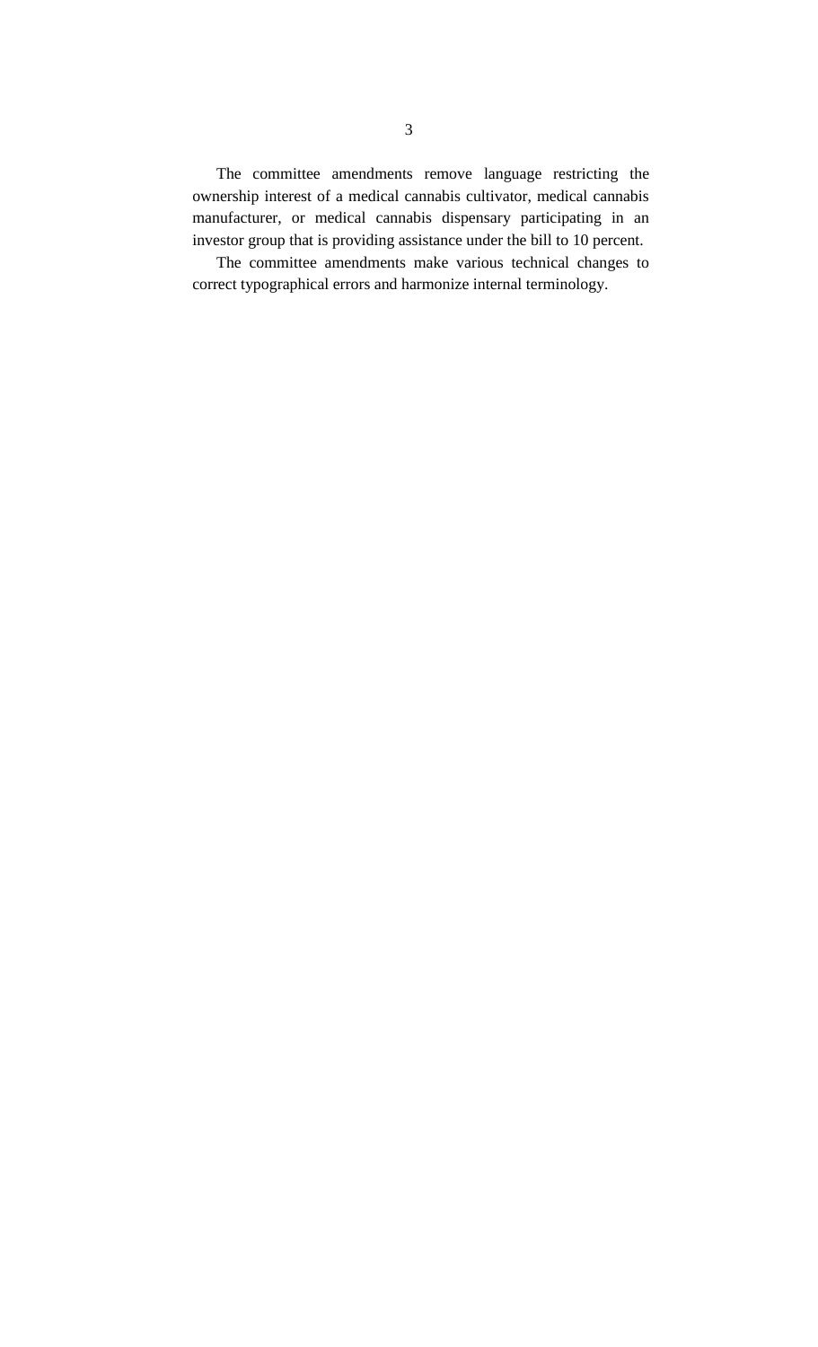The committee amendments remove language restricting the ownership interest of a medical cannabis cultivator, medical cannabis manufacturer, or medical cannabis dispensary participating in an investor group that is providing assistance under the bill to 10 percent.

The committee amendments make various technical changes to correct typographical errors and harmonize internal terminology.